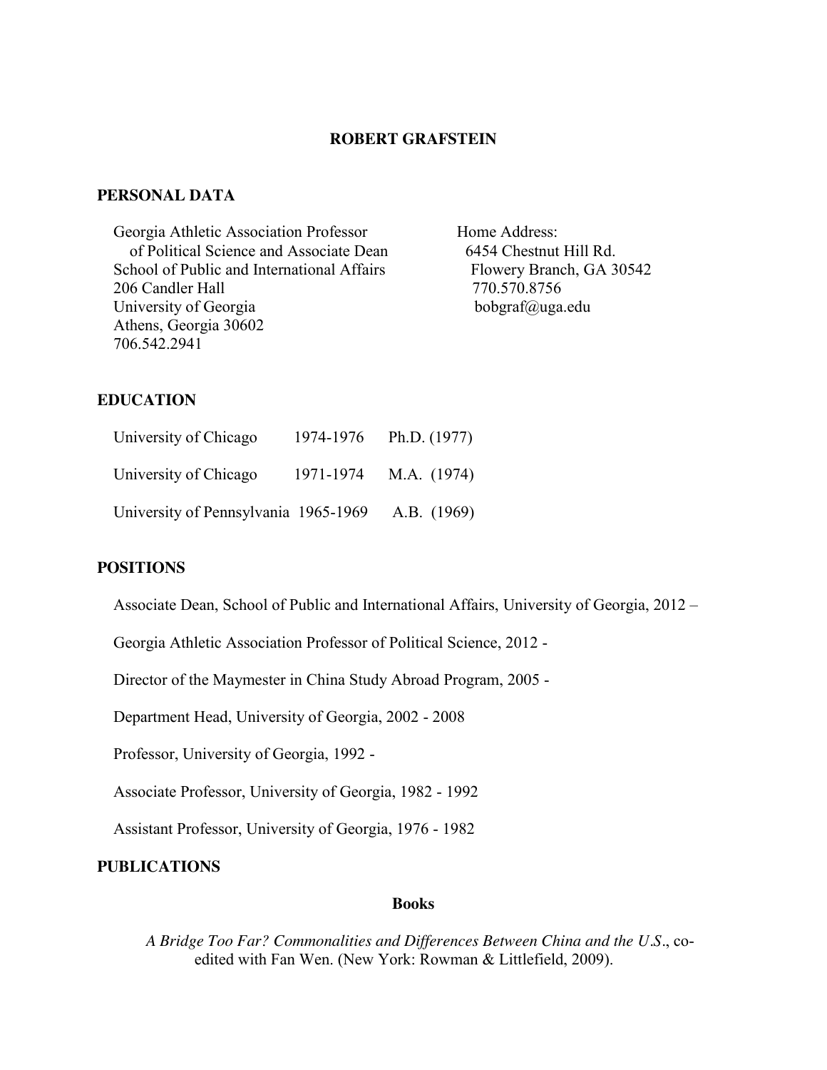# ROBERT GRAFSTEIN

## PERSONAL DATA

Georgia Athletic Association Professor
of Political Science and Associate Dean
School of Public and International Affairs
206 Candler Hall
University of Georgia
Athens, Georgia 30602
706.542.2941

Home Address:
6454 Chestnut Hill Rd.
Flowery Branch, GA 30542
770.570.8756
bobgraf@uga.edu

## EDUCATION

| | | |
|---|---|---|
| University of Chicago | 1974-1976 | Ph.D. (1977) |
| University of Chicago | 1971-1974 | M.A. (1974) |
| University of Pennsylvania | 1965-1969 | A.B. (1969) |

## POSITIONS

Associate Dean, School of Public and International Affairs, University of Georgia, 2012 –

Georgia Athletic Association Professor of Political Science, 2012 -

Director of the Maymester in China Study Abroad Program, 2005 -

Department Head, University of Georgia, 2002 - 2008

Professor, University of Georgia, 1992 -

Associate Professor, University of Georgia, 1982 - 1992

Assistant Professor, University of Georgia, 1976 - 1982

## PUBLICATIONS

### Books

*A Bridge Too Far? Commonalities and Differences Between China and the U.S*., co-edited with Fan Wen. (New York: Rowman & Littlefield, 2009).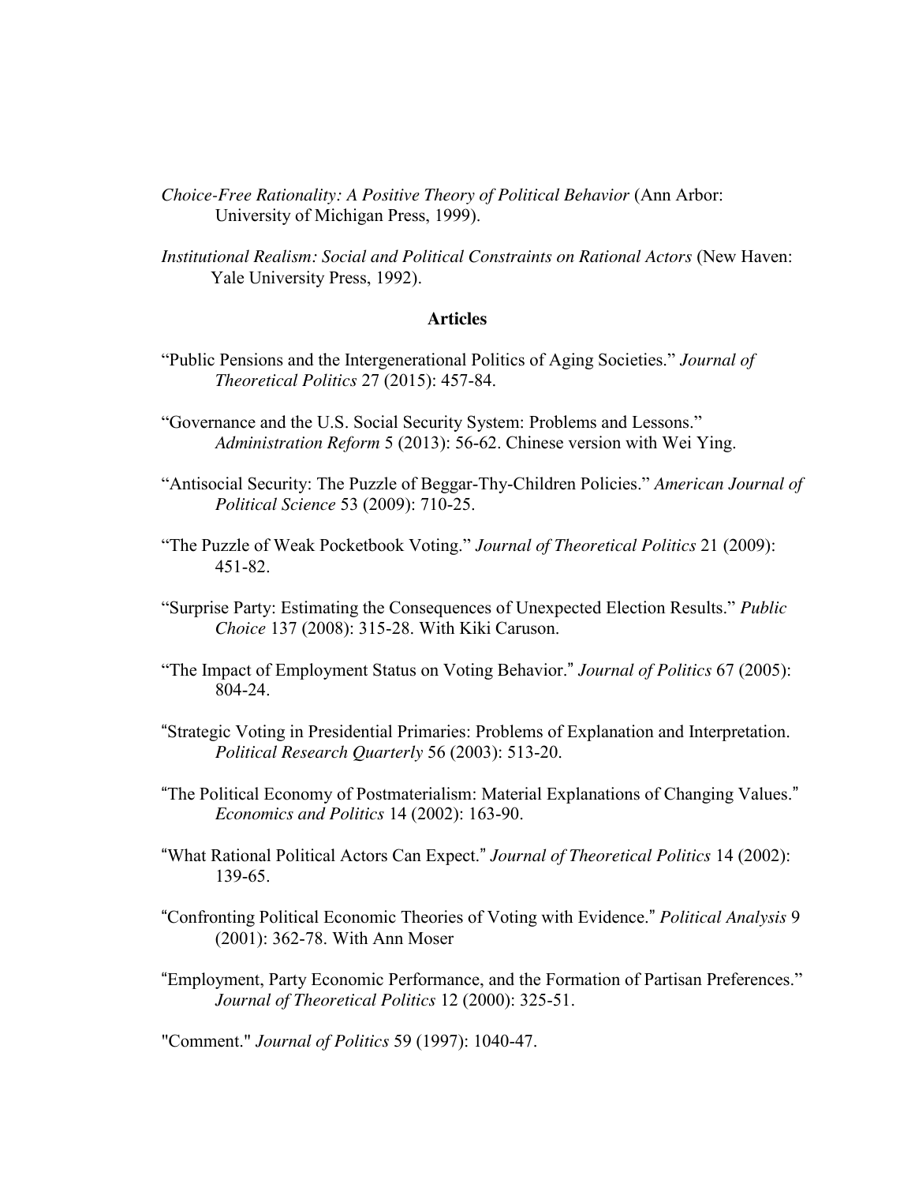*Choice-Free Rationality: A Positive Theory of Political Behavior* (Ann Arbor: University of Michigan Press, 1999).

*Institutional Realism: Social and Political Constraints on Rational Actors* (New Haven: Yale University Press, 1992).

### Articles

"Public Pensions and the Intergenerational Politics of Aging Societies." *Journal of Theoretical Politics* 27 (2015): 457-84.

"Governance and the U.S. Social Security System: Problems and Lessons." *Administration Reform* 5 (2013): 56-62. Chinese version with Wei Ying.

"Antisocial Security: The Puzzle of Beggar-Thy-Children Policies." *American Journal of Political Science* 53 (2009): 710-25.

"The Puzzle of Weak Pocketbook Voting." *Journal of Theoretical Politics* 21 (2009): 451-82.

"Surprise Party: Estimating the Consequences of Unexpected Election Results." *Public Choice* 137 (2008): 315-28. With Kiki Caruson.

"The Impact of Employment Status on Voting Behavior." *Journal of Politics* 67 (2005): 804-24.

"Strategic Voting in Presidential Primaries: Problems of Explanation and Interpretation. *Political Research Quarterly* 56 (2003): 513-20.

"The Political Economy of Postmaterialism: Material Explanations of Changing Values." *Economics and Politics* 14 (2002): 163-90.

"What Rational Political Actors Can Expect." *Journal of Theoretical Politics* 14 (2002): 139-65.

"Confronting Political Economic Theories of Voting with Evidence." *Political Analysis* 9 (2001): 362-78. With Ann Moser

"Employment, Party Economic Performance, and the Formation of Partisan Preferences." *Journal of Theoretical Politics* 12 (2000): 325-51.

"Comment." *Journal of Politics* 59 (1997): 1040-47.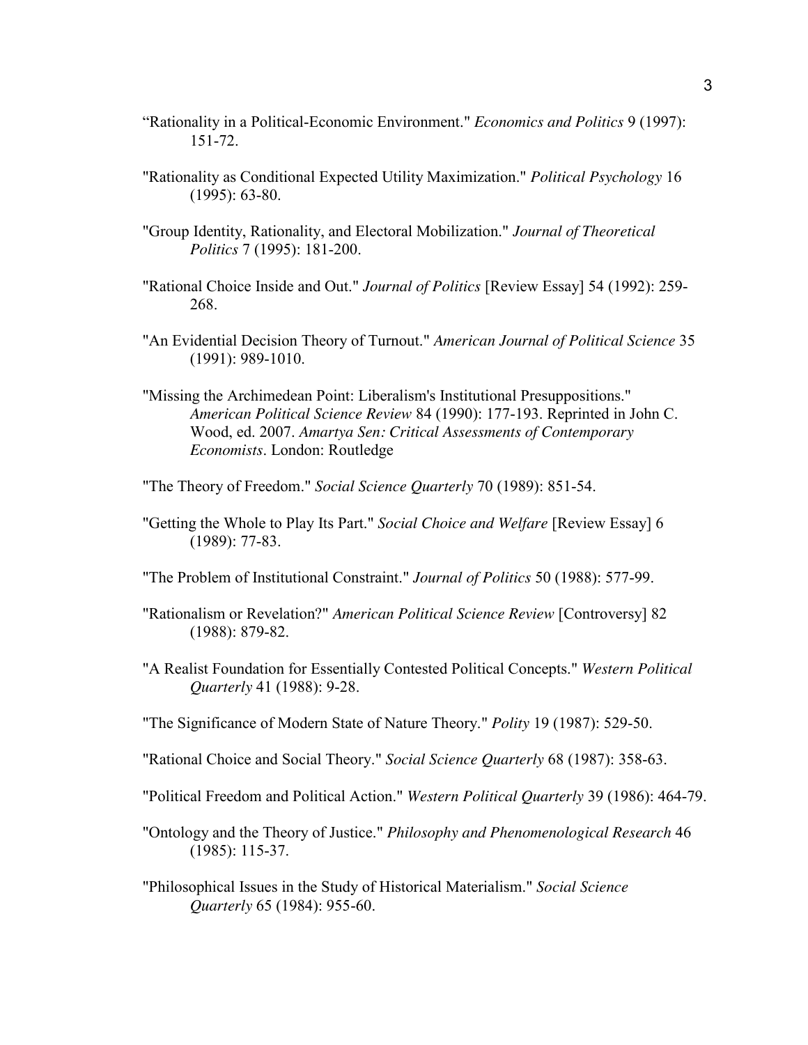“Rationality in a Political-Economic Environment." *Economics and Politics* 9 (1997): 151-72.

"Rationality as Conditional Expected Utility Maximization." *Political Psychology* 16 (1995): 63-80.

"Group Identity, Rationality, and Electoral Mobilization." *Journal of Theoretical Politics* 7 (1995): 181-200.

"Rational Choice Inside and Out." *Journal of Politics* [Review Essay] 54 (1992): 259-268.

"An Evidential Decision Theory of Turnout." *American Journal of Political Science* 35 (1991): 989-1010.

"Missing the Archimedean Point: Liberalism's Institutional Presuppositions." *American Political Science Review* 84 (1990): 177-193. Reprinted in John C. Wood, ed. 2007. *Amartya Sen: Critical Assessments of Contemporary Economists*. London: Routledge

"The Theory of Freedom." *Social Science Quarterly* 70 (1989): 851-54.

"Getting the Whole to Play Its Part." *Social Choice and Welfare* [Review Essay] 6 (1989): 77-83.

"The Problem of Institutional Constraint." *Journal of Politics* 50 (1988): 577-99.

"Rationalism or Revelation?" *American Political Science Review* [Controversy] 82 (1988): 879-82.

"A Realist Foundation for Essentially Contested Political Concepts." *Western Political Quarterly* 41 (1988): 9-28.

"The Significance of Modern State of Nature Theory." *Polity* 19 (1987): 529-50.

"Rational Choice and Social Theory." *Social Science Quarterly* 68 (1987): 358-63.

"Political Freedom and Political Action." *Western Political Quarterly* 39 (1986): 464-79.

"Ontology and the Theory of Justice." *Philosophy and Phenomenological Research* 46 (1985): 115-37.

"Philosophical Issues in the Study of Historical Materialism." *Social Science Quarterly* 65 (1984): 955-60.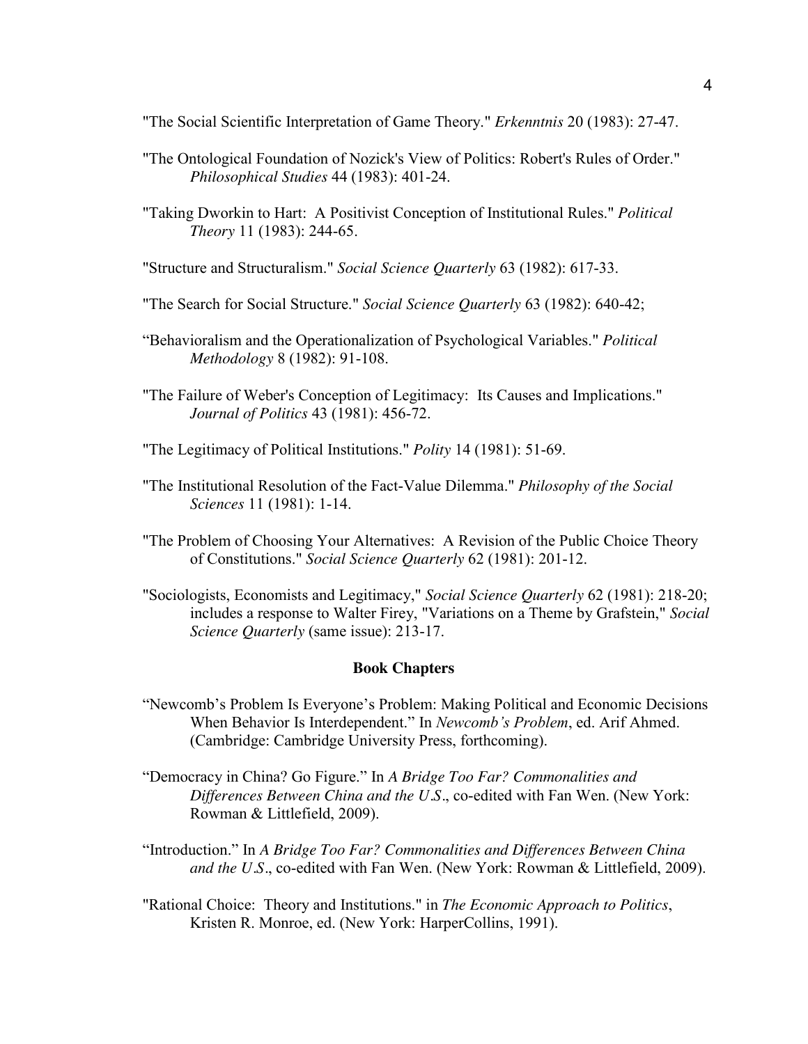"The Social Scientific Interpretation of Game Theory." *Erkenntnis* 20 (1983): 27-47.

"The Ontological Foundation of Nozick's View of Politics: Robert's Rules of Order." *Philosophical Studies* 44 (1983): 401-24.

"Taking Dworkin to Hart: A Positivist Conception of Institutional Rules." *Political Theory* 11 (1983): 244-65.

"Structure and Structuralism." *Social Science Quarterly* 63 (1982): 617-33.

"The Search for Social Structure." *Social Science Quarterly* 63 (1982): 640-42;

"Behavioralism and the Operationalization of Psychological Variables." *Political Methodology* 8 (1982): 91-108.

"The Failure of Weber's Conception of Legitimacy: Its Causes and Implications." *Journal of Politics* 43 (1981): 456-72.

"The Legitimacy of Political Institutions." *Polity* 14 (1981): 51-69.

"The Institutional Resolution of the Fact-Value Dilemma." *Philosophy of the Social Sciences* 11 (1981): 1-14.

"The Problem of Choosing Your Alternatives: A Revision of the Public Choice Theory of Constitutions." *Social Science Quarterly* 62 (1981): 201-12.

"Sociologists, Economists and Legitimacy," *Social Science Quarterly* 62 (1981): 218-20; includes a response to Walter Firey, "Variations on a Theme by Grafstein," *Social Science Quarterly* (same issue): 213-17.

## Book Chapters

"Newcomb's Problem Is Everyone's Problem: Making Political and Economic Decisions When Behavior Is Interdependent." In *Newcomb's Problem*, ed. Arif Ahmed. (Cambridge: Cambridge University Press, forthcoming).

"Democracy in China? Go Figure." In *A Bridge Too Far? Commonalities and Differences Between China and the U.S*., co-edited with Fan Wen. (New York: Rowman & Littlefield, 2009).

"Introduction." In *A Bridge Too Far? Commonalities and Differences Between China and the U.S*., co-edited with Fan Wen. (New York: Rowman & Littlefield, 2009).

"Rational Choice: Theory and Institutions." in *The Economic Approach to Politics*, Kristen R. Monroe, ed. (New York: HarperCollins, 1991).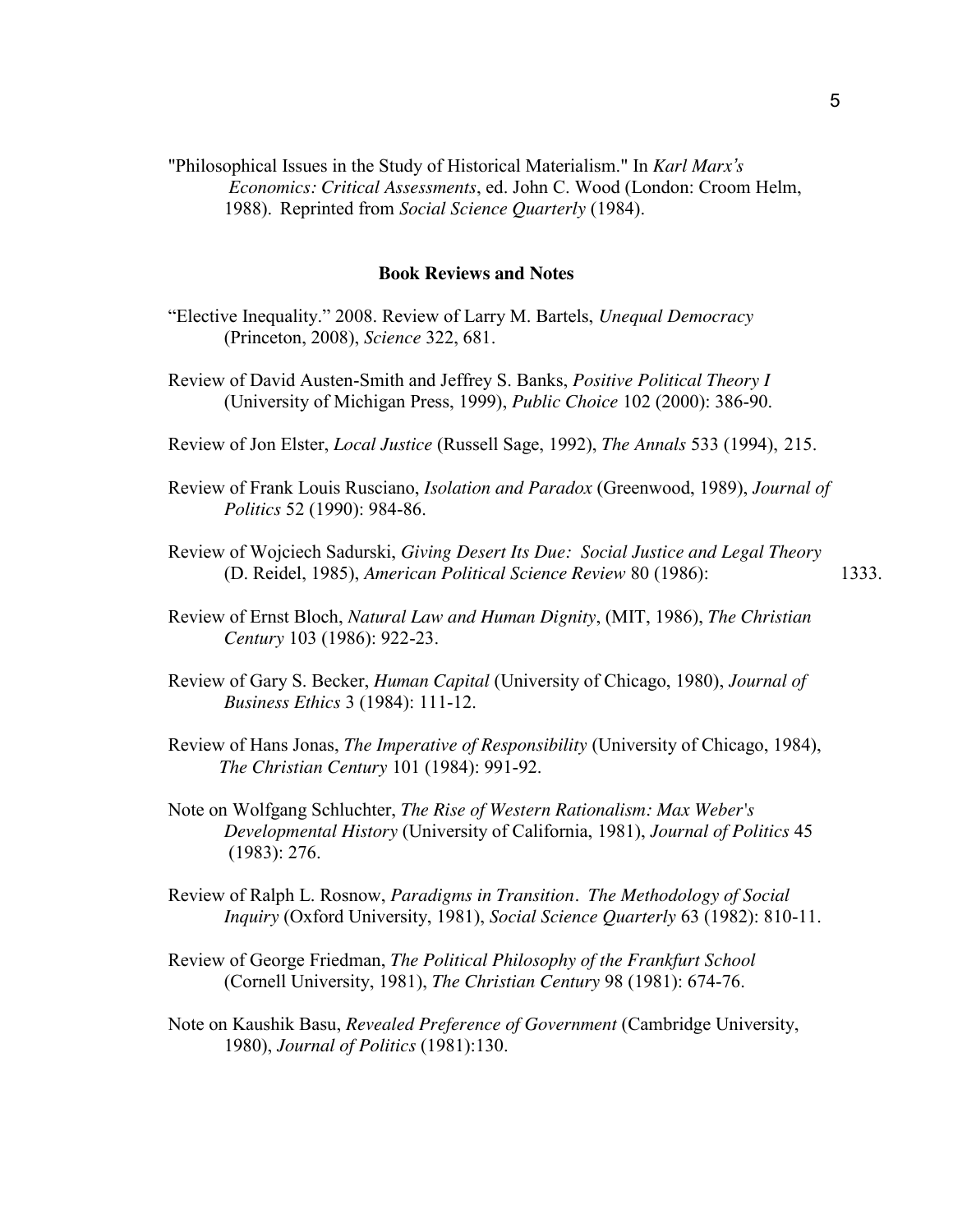"Philosophical Issues in the Study of Historical Materialism." In *Karl Marx's Economics: Critical Assessments*, ed. John C. Wood (London: Croom Helm, 1988). Reprinted from *Social Science Quarterly* (1984).

## Book Reviews and Notes

"Elective Inequality." 2008. Review of Larry M. Bartels, *Unequal Democracy* (Princeton, 2008), *Science* 322, 681.

Review of David Austen-Smith and Jeffrey S. Banks, *Positive Political Theory I* (University of Michigan Press, 1999), *Public Choice* 102 (2000): 386-90.

Review of Jon Elster, *Local Justice* (Russell Sage, 1992), *The Annals* 533 (1994), 215.

Review of Frank Louis Rusciano, *Isolation and Paradox* (Greenwood, 1989), *Journal of Politics* 52 (1990): 984-86.

Review of Wojciech Sadurski, *Giving Desert Its Due: Social Justice and Legal Theory* (D. Reidel, 1985), *American Political Science Review* 80 (1986): 1333.

Review of Ernst Bloch, *Natural Law and Human Dignity*, (MIT, 1986), *The Christian Century* 103 (1986): 922-23.

Review of Gary S. Becker, *Human Capital* (University of Chicago, 1980), *Journal of Business Ethics* 3 (1984): 111-12.

Review of Hans Jonas, *The Imperative of Responsibility* (University of Chicago, 1984), *The Christian Century* 101 (1984): 991-92.

Note on Wolfgang Schluchter, *The Rise of Western Rationalism: Max Weber's Developmental History* (University of California, 1981), *Journal of Politics* 45 (1983): 276.

Review of Ralph L. Rosnow, *Paradigms in Transition*. *The Methodology of Social Inquiry* (Oxford University, 1981), *Social Science Quarterly* 63 (1982): 810-11.

Review of George Friedman, *The Political Philosophy of the Frankfurt School* (Cornell University, 1981), *The Christian Century* 98 (1981): 674-76.

Note on Kaushik Basu, *Revealed Preference of Government* (Cambridge University, 1980), *Journal of Politics* (1981):130.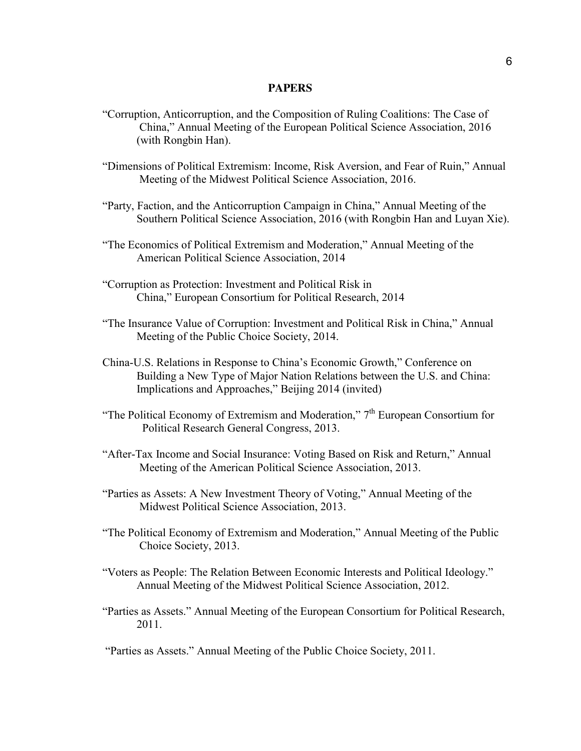## PAPERS

"Corruption, Anticorruption, and the Composition of Ruling Coalitions: The Case of China," Annual Meeting of the European Political Science Association, 2016 (with Rongbin Han).

"Dimensions of Political Extremism: Income, Risk Aversion, and Fear of Ruin," Annual Meeting of the Midwest Political Science Association, 2016.

"Party, Faction, and the Anticorruption Campaign in China," Annual Meeting of the Southern Political Science Association, 2016 (with Rongbin Han and Luyan Xie).

"The Economics of Political Extremism and Moderation," Annual Meeting of the American Political Science Association, 2014

"Corruption as Protection: Investment and Political Risk in China," European Consortium for Political Research, 2014

"The Insurance Value of Corruption: Investment and Political Risk in China," Annual Meeting of the Public Choice Society, 2014.

China-U.S. Relations in Response to China's Economic Growth," Conference on Building a New Type of Major Nation Relations between the U.S. and China: Implications and Approaches," Beijing 2014 (invited)

"The Political Economy of Extremism and Moderation," 7th European Consortium for Political Research General Congress, 2013.

"After-Tax Income and Social Insurance: Voting Based on Risk and Return," Annual Meeting of the American Political Science Association, 2013.

"Parties as Assets: A New Investment Theory of Voting," Annual Meeting of the Midwest Political Science Association, 2013.

"The Political Economy of Extremism and Moderation," Annual Meeting of the Public Choice Society, 2013.

"Voters as People: The Relation Between Economic Interests and Political Ideology." Annual Meeting of the Midwest Political Science Association, 2012.

"Parties as Assets." Annual Meeting of the European Consortium for Political Research, 2011.

"Parties as Assets." Annual Meeting of the Public Choice Society, 2011.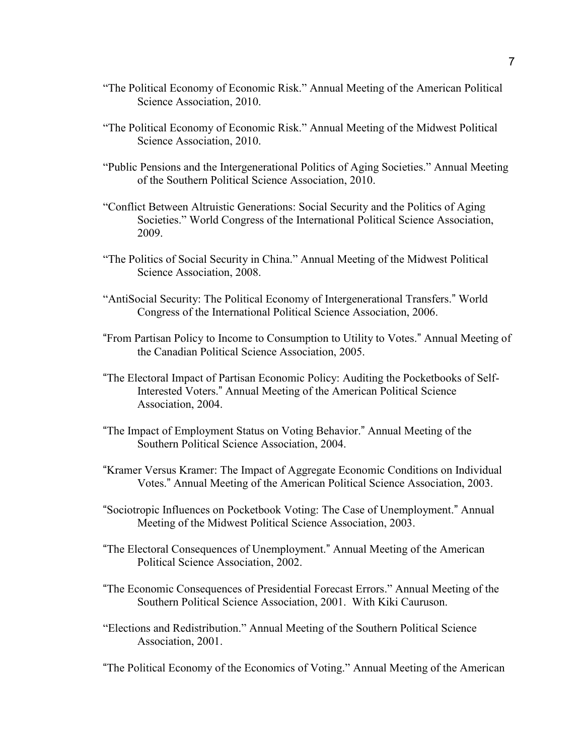"The Political Economy of Economic Risk." Annual Meeting of the American Political Science Association, 2010.

"The Political Economy of Economic Risk." Annual Meeting of the Midwest Political Science Association, 2010.

"Public Pensions and the Intergenerational Politics of Aging Societies." Annual Meeting of the Southern Political Science Association, 2010.

"Conflict Between Altruistic Generations: Social Security and the Politics of Aging Societies." World Congress of the International Political Science Association, 2009.

"The Politics of Social Security in China." Annual Meeting of the Midwest Political Science Association, 2008.

"AntiSocial Security: The Political Economy of Intergenerational Transfers." World Congress of the International Political Science Association, 2006.

"From Partisan Policy to Income to Consumption to Utility to Votes." Annual Meeting of the Canadian Political Science Association, 2005.

"The Electoral Impact of Partisan Economic Policy: Auditing the Pocketbooks of Self-Interested Voters." Annual Meeting of the American Political Science Association, 2004.

"The Impact of Employment Status on Voting Behavior." Annual Meeting of the Southern Political Science Association, 2004.

"Kramer Versus Kramer: The Impact of Aggregate Economic Conditions on Individual Votes." Annual Meeting of the American Political Science Association, 2003.

"Sociotropic Influences on Pocketbook Voting: The Case of Unemployment." Annual Meeting of the Midwest Political Science Association, 2003.

"The Electoral Consequences of Unemployment." Annual Meeting of the American Political Science Association, 2002.

"The Economic Consequences of Presidential Forecast Errors." Annual Meeting of the Southern Political Science Association, 2001. With Kiki Cauruson.

"Elections and Redistribution." Annual Meeting of the Southern Political Science Association, 2001.

"The Political Economy of the Economics of Voting." Annual Meeting of the American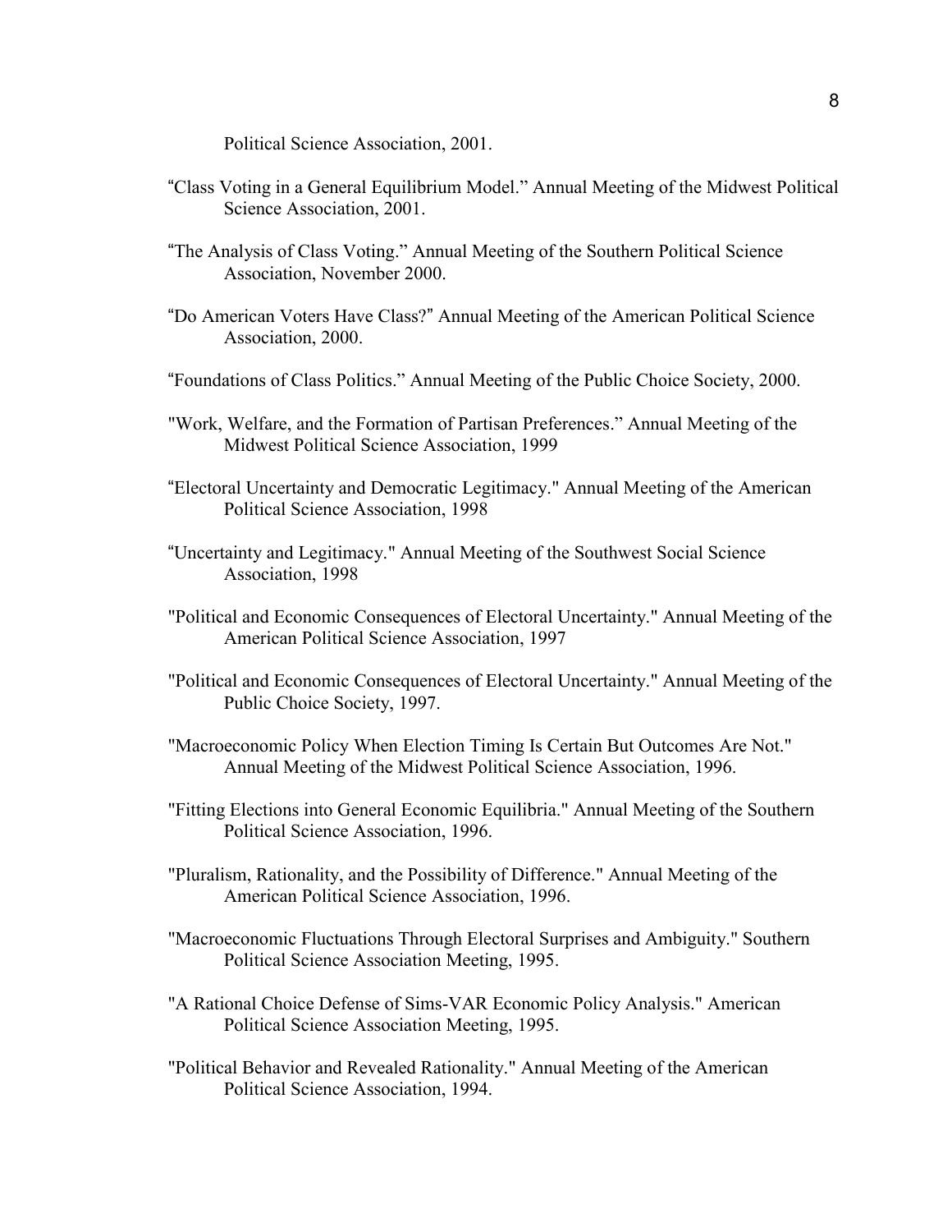Political Science Association, 2001.

“Class Voting in a General Equilibrium Model.” Annual Meeting of the Midwest Political Science Association, 2001.

“The Analysis of Class Voting.” Annual Meeting of the Southern Political Science Association, November 2000.

“Do American Voters Have Class?” Annual Meeting of the American Political Science Association, 2000.

“Foundations of Class Politics.” Annual Meeting of the Public Choice Society, 2000.

"Work, Welfare, and the Formation of Partisan Preferences.” Annual Meeting of the Midwest Political Science Association, 1999

“Electoral Uncertainty and Democratic Legitimacy." Annual Meeting of the American Political Science Association, 1998

“Uncertainty and Legitimacy." Annual Meeting of the Southwest Social Science Association, 1998

"Political and Economic Consequences of Electoral Uncertainty." Annual Meeting of the American Political Science Association, 1997

"Political and Economic Consequences of Electoral Uncertainty." Annual Meeting of the Public Choice Society, 1997.

"Macroeconomic Policy When Election Timing Is Certain But Outcomes Are Not." Annual Meeting of the Midwest Political Science Association, 1996.

"Fitting Elections into General Economic Equilibria." Annual Meeting of the Southern Political Science Association, 1996.

"Pluralism, Rationality, and the Possibility of Difference." Annual Meeting of the American Political Science Association, 1996.

"Macroeconomic Fluctuations Through Electoral Surprises and Ambiguity." Southern Political Science Association Meeting, 1995.

"A Rational Choice Defense of Sims-VAR Economic Policy Analysis." American Political Science Association Meeting, 1995.

"Political Behavior and Revealed Rationality." Annual Meeting of the American Political Science Association, 1994.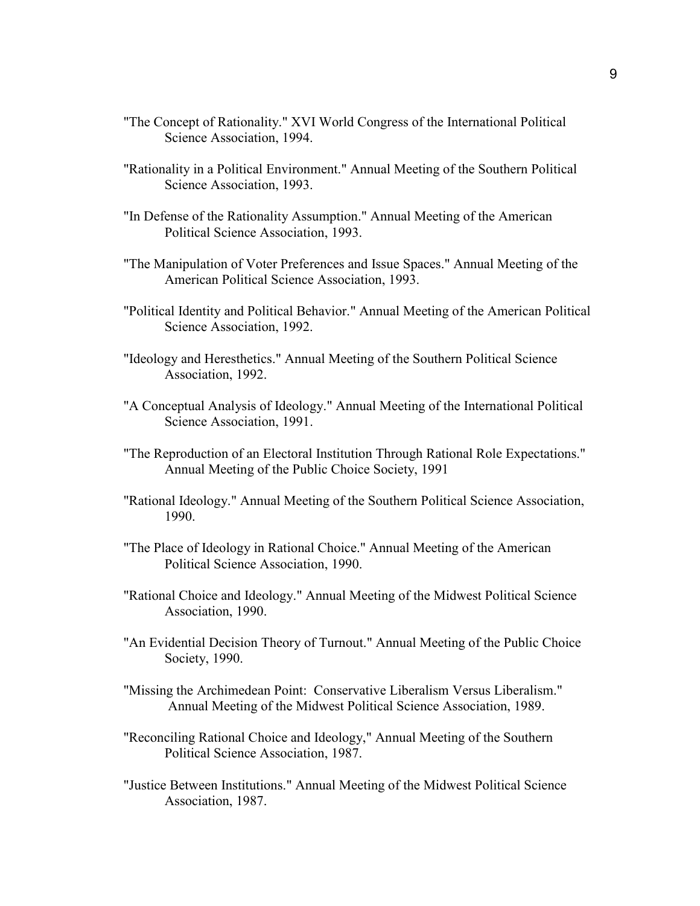"The Concept of Rationality." XVI World Congress of the International Political Science Association, 1994.

"Rationality in a Political Environment." Annual Meeting of the Southern Political Science Association, 1993.

"In Defense of the Rationality Assumption." Annual Meeting of the American Political Science Association, 1993.

"The Manipulation of Voter Preferences and Issue Spaces." Annual Meeting of the American Political Science Association, 1993.

"Political Identity and Political Behavior." Annual Meeting of the American Political Science Association, 1992.

"Ideology and Heresthetics." Annual Meeting of the Southern Political Science Association, 1992.

"A Conceptual Analysis of Ideology." Annual Meeting of the International Political Science Association, 1991.

"The Reproduction of an Electoral Institution Through Rational Role Expectations." Annual Meeting of the Public Choice Society, 1991

"Rational Ideology." Annual Meeting of the Southern Political Science Association, 1990.

"The Place of Ideology in Rational Choice." Annual Meeting of the American Political Science Association, 1990.

"Rational Choice and Ideology." Annual Meeting of the Midwest Political Science Association, 1990.

"An Evidential Decision Theory of Turnout." Annual Meeting of the Public Choice Society, 1990.

"Missing the Archimedean Point: Conservative Liberalism Versus Liberalism." Annual Meeting of the Midwest Political Science Association, 1989.

"Reconciling Rational Choice and Ideology," Annual Meeting of the Southern Political Science Association, 1987.

"Justice Between Institutions." Annual Meeting of the Midwest Political Science Association, 1987.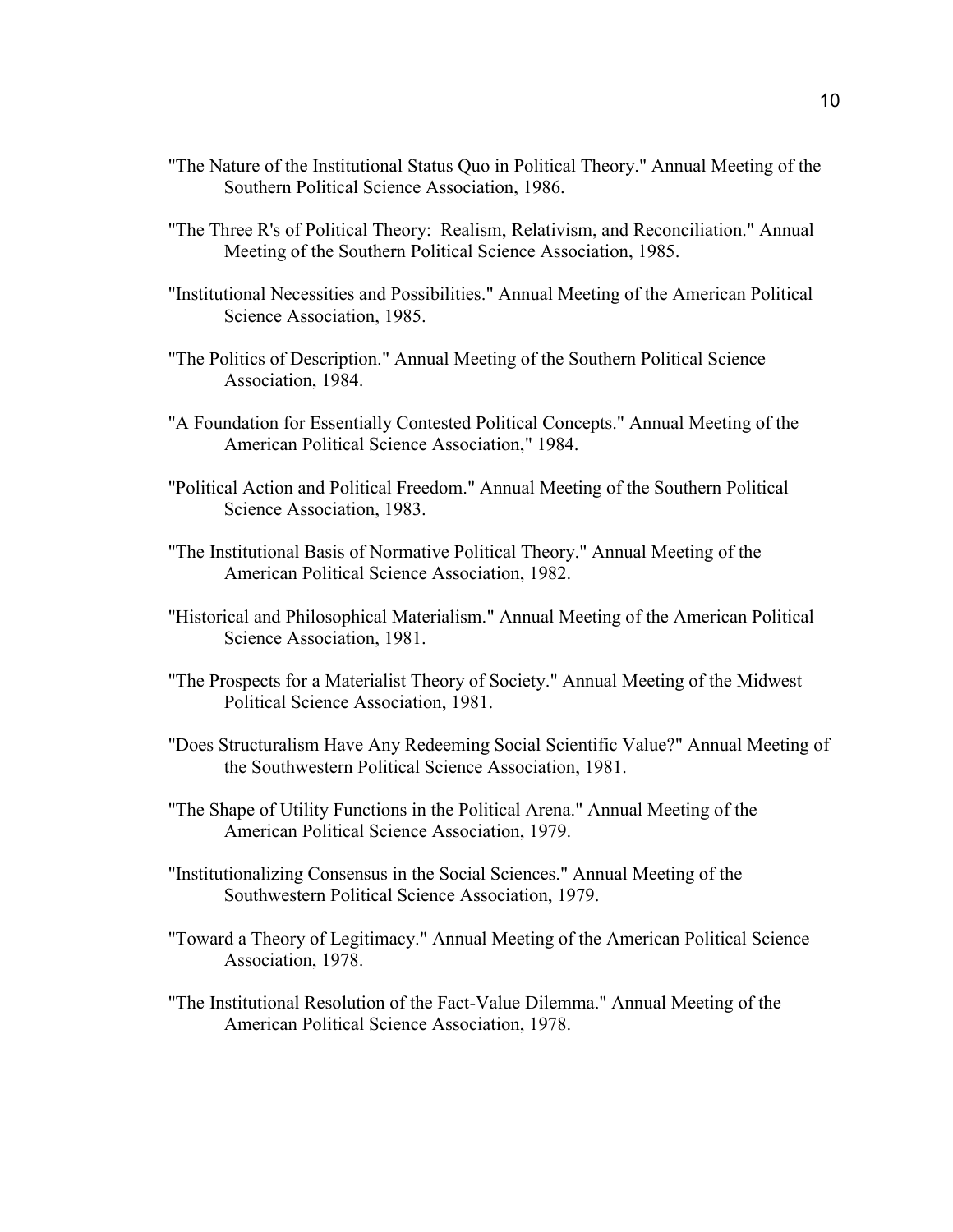"The Nature of the Institutional Status Quo in Political Theory." Annual Meeting of the Southern Political Science Association, 1986.

"The Three R's of Political Theory: Realism, Relativism, and Reconciliation." Annual Meeting of the Southern Political Science Association, 1985.

"Institutional Necessities and Possibilities." Annual Meeting of the American Political Science Association, 1985.

"The Politics of Description." Annual Meeting of the Southern Political Science Association, 1984.

"A Foundation for Essentially Contested Political Concepts." Annual Meeting of the American Political Science Association," 1984.

"Political Action and Political Freedom." Annual Meeting of the Southern Political Science Association, 1983.

"The Institutional Basis of Normative Political Theory." Annual Meeting of the American Political Science Association, 1982.

"Historical and Philosophical Materialism." Annual Meeting of the American Political Science Association, 1981.

"The Prospects for a Materialist Theory of Society." Annual Meeting of the Midwest Political Science Association, 1981.

"Does Structuralism Have Any Redeeming Social Scientific Value?" Annual Meeting of the Southwestern Political Science Association, 1981.

"The Shape of Utility Functions in the Political Arena." Annual Meeting of the American Political Science Association, 1979.

"Institutionalizing Consensus in the Social Sciences." Annual Meeting of the Southwestern Political Science Association, 1979.

"Toward a Theory of Legitimacy." Annual Meeting of the American Political Science Association, 1978.

"The Institutional Resolution of the Fact-Value Dilemma." Annual Meeting of the American Political Science Association, 1978.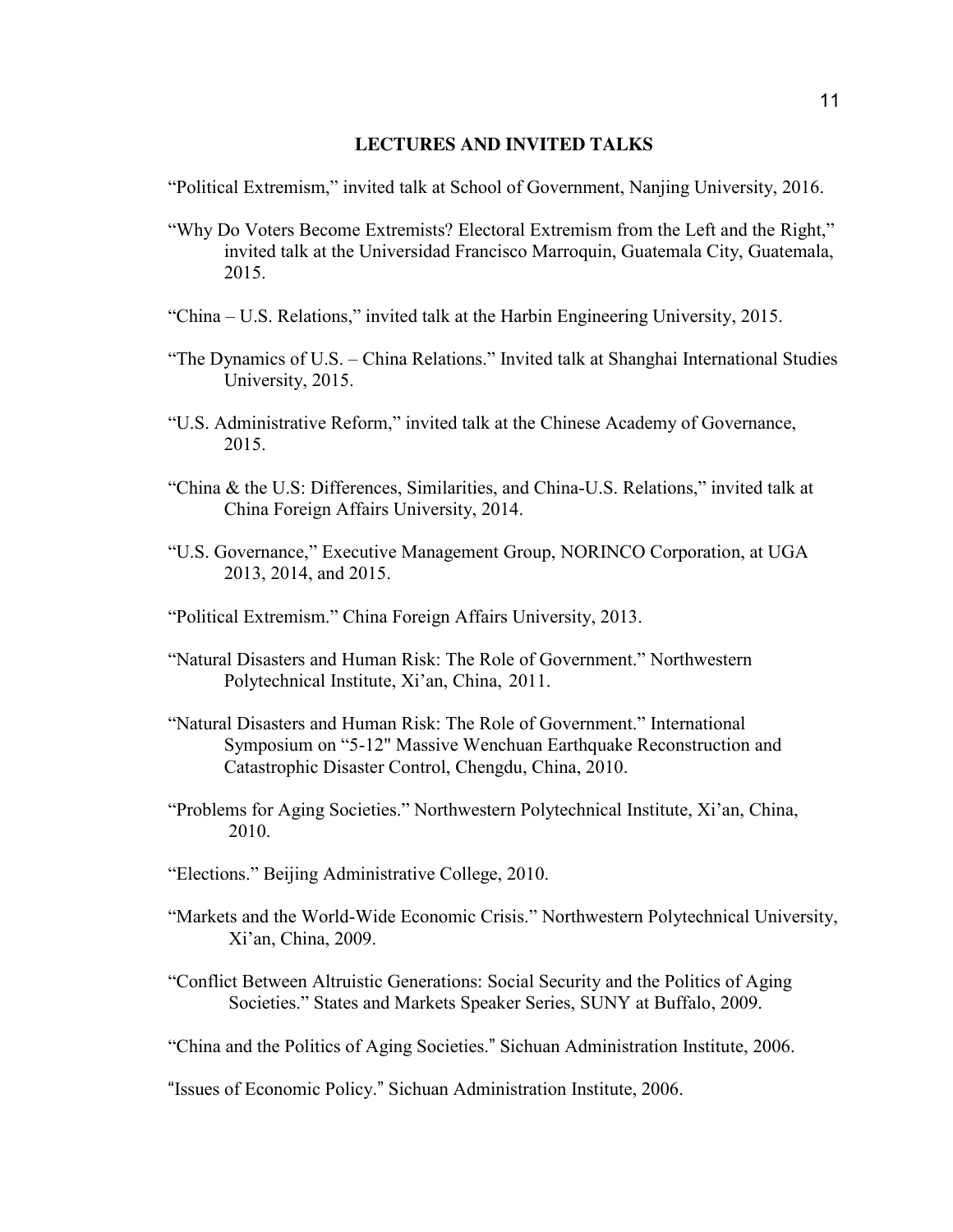## LECTURES AND INVITED TALKS

"Political Extremism," invited talk at School of Government, Nanjing University, 2016.

"Why Do Voters Become Extremists? Electoral Extremism from the Left and the Right," invited talk at the Universidad Francisco Marroquin, Guatemala City, Guatemala, 2015.

"China – U.S. Relations," invited talk at the Harbin Engineering University, 2015.

"The Dynamics of U.S. – China Relations." Invited talk at Shanghai International Studies University, 2015.

"U.S. Administrative Reform," invited talk at the Chinese Academy of Governance, 2015.

"China & the U.S: Differences, Similarities, and China-U.S. Relations," invited talk at China Foreign Affairs University, 2014.

"U.S. Governance," Executive Management Group, NORINCO Corporation, at UGA 2013, 2014, and 2015.

"Political Extremism." China Foreign Affairs University, 2013.

"Natural Disasters and Human Risk: The Role of Government." Northwestern Polytechnical Institute, Xi'an, China, 2011.

"Natural Disasters and Human Risk: The Role of Government." International Symposium on "5-12" Massive Wenchuan Earthquake Reconstruction and Catastrophic Disaster Control, Chengdu, China, 2010.

"Problems for Aging Societies." Northwestern Polytechnical Institute, Xi'an, China, 2010.

"Elections." Beijing Administrative College, 2010.

"Markets and the World-Wide Economic Crisis." Northwestern Polytechnical University, Xi'an, China, 2009.

"Conflict Between Altruistic Generations: Social Security and the Politics of Aging Societies." States and Markets Speaker Series, SUNY at Buffalo, 2009.

"China and the Politics of Aging Societies." Sichuan Administration Institute, 2006.

"Issues of Economic Policy." Sichuan Administration Institute, 2006.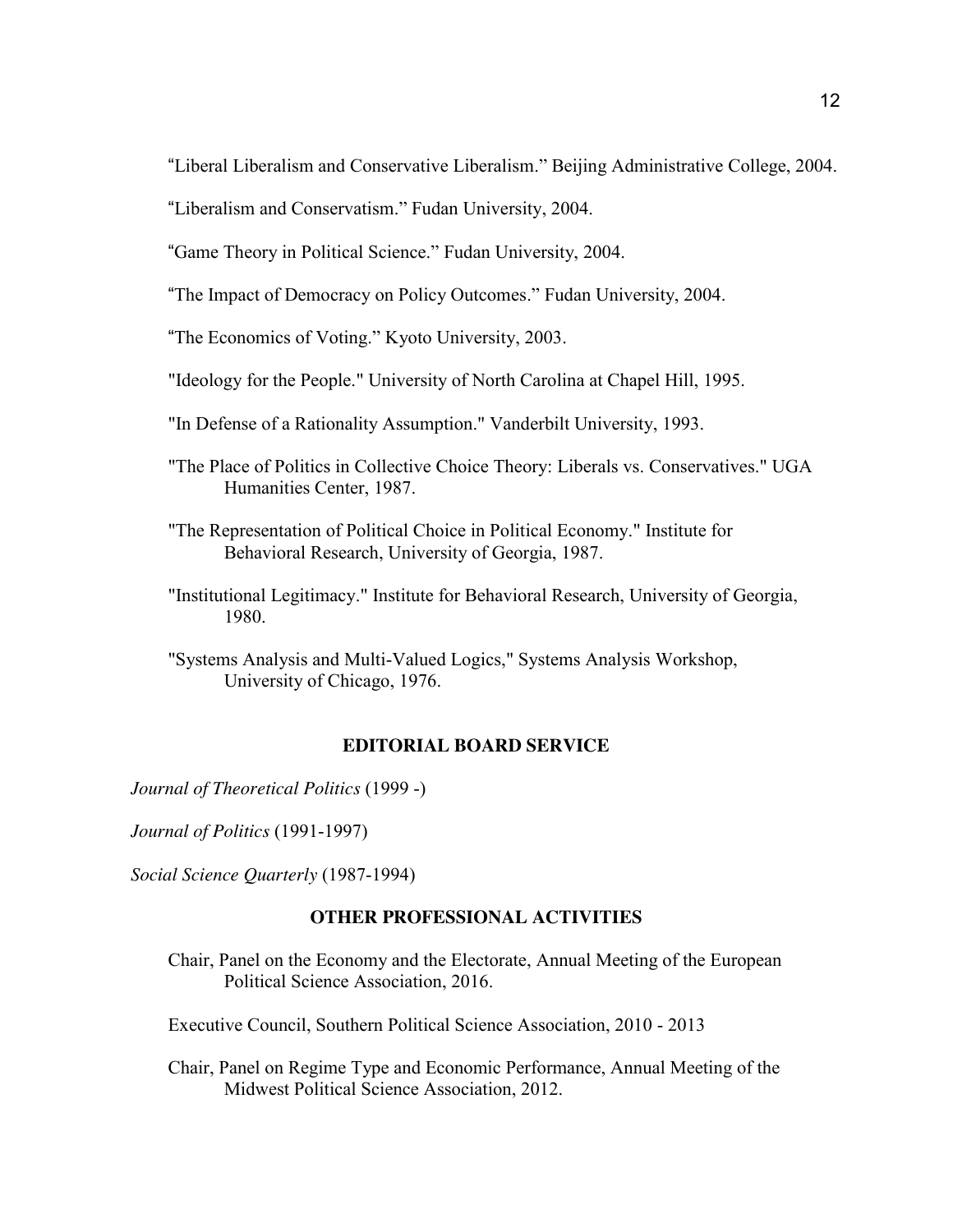"Liberal Liberalism and Conservative Liberalism." Beijing Administrative College, 2004.

"Liberalism and Conservatism." Fudan University, 2004.

"Game Theory in Political Science." Fudan University, 2004.

"The Impact of Democracy on Policy Outcomes." Fudan University, 2004.

"The Economics of Voting." Kyoto University, 2003.

"Ideology for the People." University of North Carolina at Chapel Hill, 1995.

"In Defense of a Rationality Assumption." Vanderbilt University, 1993.

"The Place of Politics in Collective Choice Theory: Liberals vs. Conservatives." UGA Humanities Center, 1987.

"The Representation of Political Choice in Political Economy." Institute for Behavioral Research, University of Georgia, 1987.

"Institutional Legitimacy." Institute for Behavioral Research, University of Georgia, 1980.

"Systems Analysis and Multi-Valued Logics," Systems Analysis Workshop, University of Chicago, 1976.

## EDITORIAL BOARD SERVICE

*Journal of Theoretical Politics* (1999 -)

*Journal of Politics* (1991-1997)

*Social Science Quarterly* (1987-1994)

## OTHER PROFESSIONAL ACTIVITIES

Chair, Panel on the Economy and the Electorate, Annual Meeting of the European Political Science Association, 2016.

Executive Council, Southern Political Science Association, 2010 - 2013

Chair, Panel on Regime Type and Economic Performance, Annual Meeting of the Midwest Political Science Association, 2012.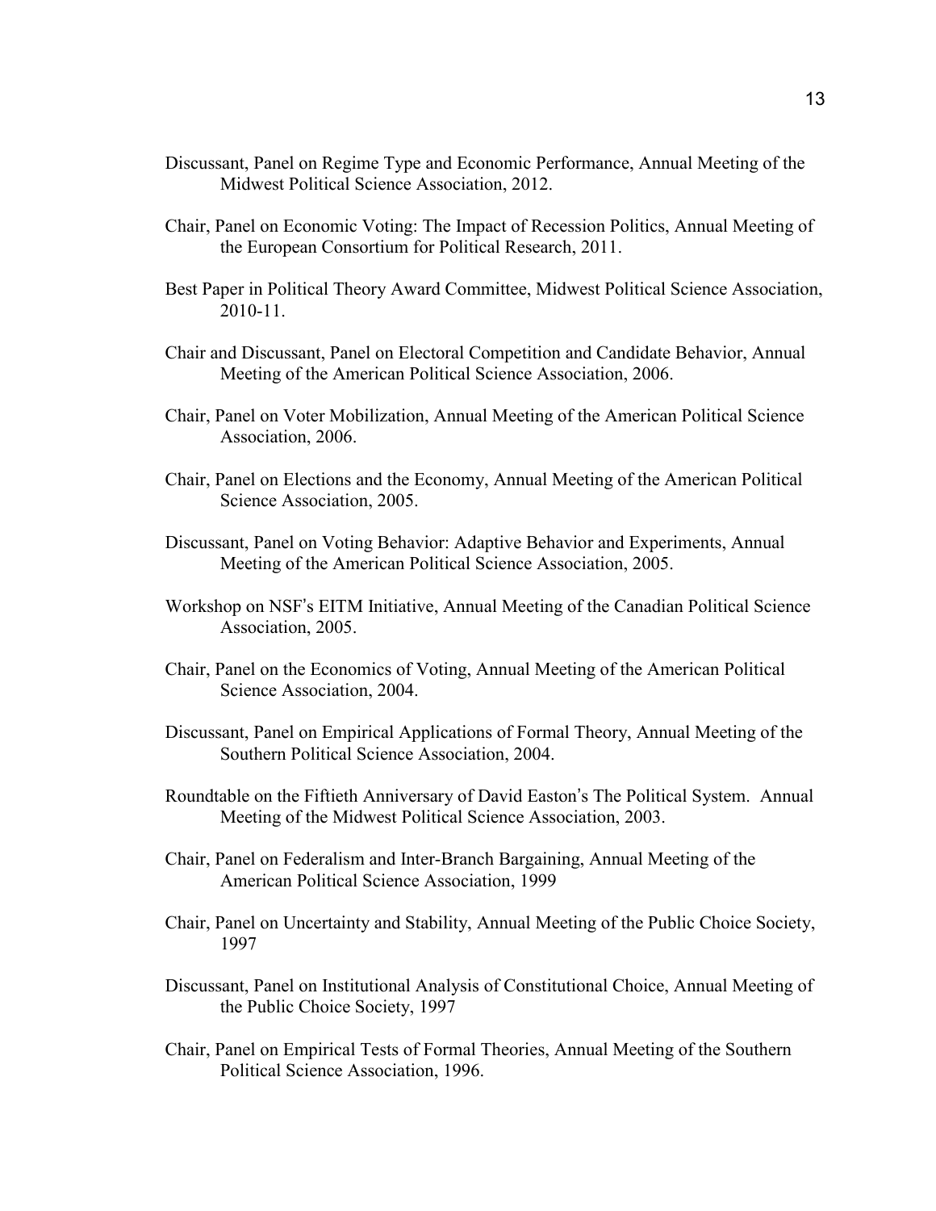Discussant, Panel on Regime Type and Economic Performance, Annual Meeting of the Midwest Political Science Association, 2012.

Chair, Panel on Economic Voting: The Impact of Recession Politics, Annual Meeting of the European Consortium for Political Research, 2011.

Best Paper in Political Theory Award Committee, Midwest Political Science Association, 2010-11.

Chair and Discussant, Panel on Electoral Competition and Candidate Behavior, Annual Meeting of the American Political Science Association, 2006.

Chair, Panel on Voter Mobilization, Annual Meeting of the American Political Science Association, 2006.

Chair, Panel on Elections and the Economy, Annual Meeting of the American Political Science Association, 2005.

Discussant, Panel on Voting Behavior: Adaptive Behavior and Experiments, Annual Meeting of the American Political Science Association, 2005.

Workshop on NSF's EITM Initiative, Annual Meeting of the Canadian Political Science Association, 2005.

Chair, Panel on the Economics of Voting, Annual Meeting of the American Political Science Association, 2004.

Discussant, Panel on Empirical Applications of Formal Theory, Annual Meeting of the Southern Political Science Association, 2004.

Roundtable on the Fiftieth Anniversary of David Easton's The Political System. Annual Meeting of the Midwest Political Science Association, 2003.

Chair, Panel on Federalism and Inter-Branch Bargaining, Annual Meeting of the American Political Science Association, 1999

Chair, Panel on Uncertainty and Stability, Annual Meeting of the Public Choice Society, 1997

Discussant, Panel on Institutional Analysis of Constitutional Choice, Annual Meeting of the Public Choice Society, 1997

Chair, Panel on Empirical Tests of Formal Theories, Annual Meeting of the Southern Political Science Association, 1996.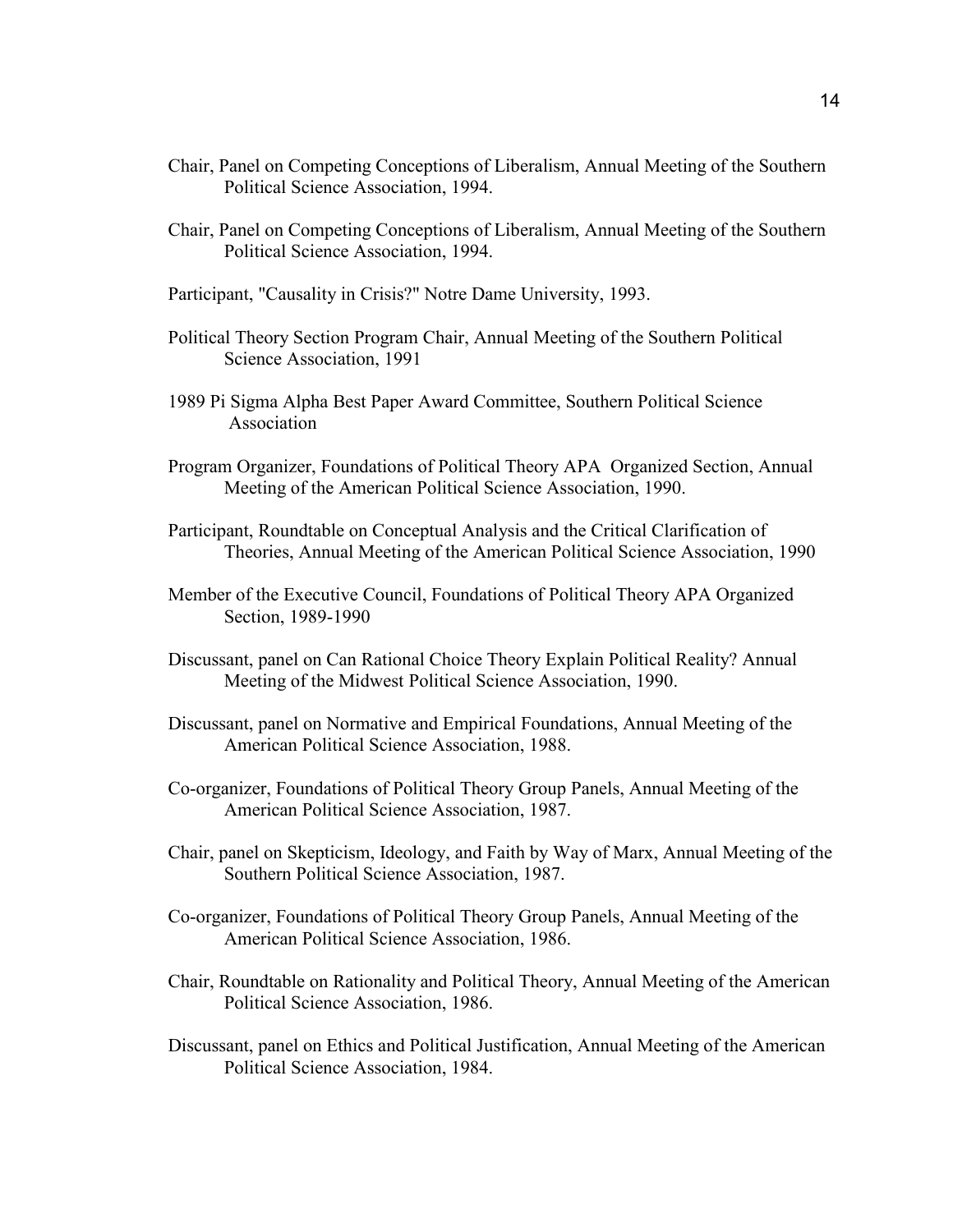Chair, Panel on Competing Conceptions of Liberalism, Annual Meeting of the Southern Political Science Association, 1994.

Chair, Panel on Competing Conceptions of Liberalism, Annual Meeting of the Southern Political Science Association, 1994.

Participant, "Causality in Crisis?" Notre Dame University, 1993.

Political Theory Section Program Chair, Annual Meeting of the Southern Political Science Association, 1991

1989 Pi Sigma Alpha Best Paper Award Committee, Southern Political Science Association

Program Organizer, Foundations of Political Theory APA Organized Section, Annual Meeting of the American Political Science Association, 1990.

Participant, Roundtable on Conceptual Analysis and the Critical Clarification of Theories, Annual Meeting of the American Political Science Association, 1990

Member of the Executive Council, Foundations of Political Theory APA Organized Section, 1989-1990

Discussant, panel on Can Rational Choice Theory Explain Political Reality? Annual Meeting of the Midwest Political Science Association, 1990.

Discussant, panel on Normative and Empirical Foundations, Annual Meeting of the American Political Science Association, 1988.

Co-organizer, Foundations of Political Theory Group Panels, Annual Meeting of the American Political Science Association, 1987.

Chair, panel on Skepticism, Ideology, and Faith by Way of Marx, Annual Meeting of the Southern Political Science Association, 1987.

Co-organizer, Foundations of Political Theory Group Panels, Annual Meeting of the American Political Science Association, 1986.

Chair, Roundtable on Rationality and Political Theory, Annual Meeting of the American Political Science Association, 1986.

Discussant, panel on Ethics and Political Justification, Annual Meeting of the American Political Science Association, 1984.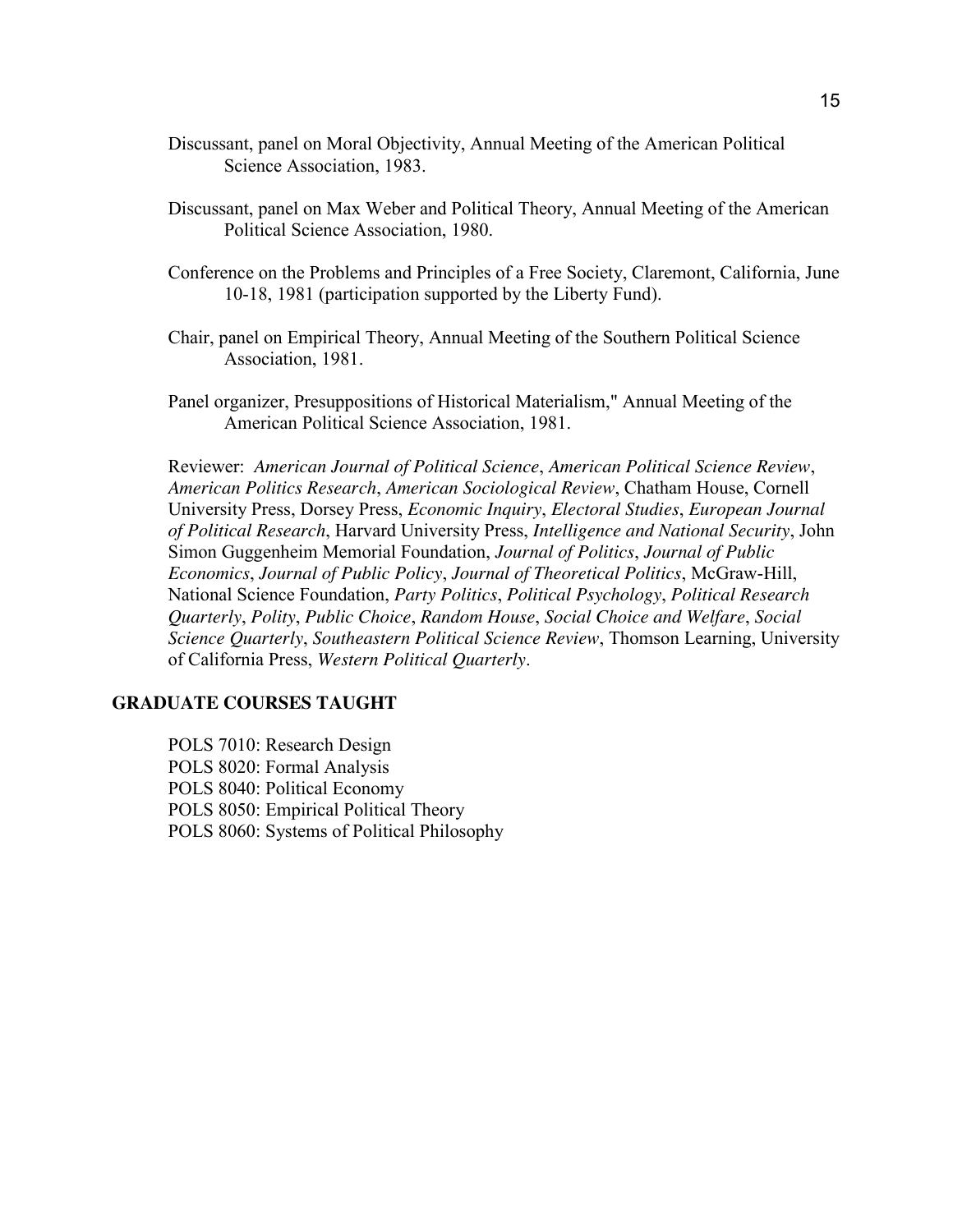Discussant, panel on Moral Objectivity, Annual Meeting of the American Political Science Association, 1983.

Discussant, panel on Max Weber and Political Theory, Annual Meeting of the American Political Science Association, 1980.

Conference on the Problems and Principles of a Free Society, Claremont, California, June 10-18, 1981 (participation supported by the Liberty Fund).

Chair, panel on Empirical Theory, Annual Meeting of the Southern Political Science Association, 1981.

Panel organizer, Presuppositions of Historical Materialism," Annual Meeting of the American Political Science Association, 1981.

Reviewer: *American Journal of Political Science*, *American Political Science Review*, *American Politics Research*, *American Sociological Review*, Chatham House, Cornell University Press, Dorsey Press, *Economic Inquiry*, *Electoral Studies*, *European Journal of Political Research*, Harvard University Press, *Intelligence and National Security*, John Simon Guggenheim Memorial Foundation, *Journal of Politics*, *Journal of Public Economics*, *Journal of Public Policy*, *Journal of Theoretical Politics*, McGraw-Hill, National Science Foundation, *Party Politics*, *Political Psychology*, *Political Research Quarterly*, *Polity*, *Public Choice*, *Random House*, *Social Choice and Welfare*, *Social Science Quarterly*, *Southeastern Political Science Review*, Thomson Learning, University of California Press, *Western Political Quarterly*.

## GRADUATE COURSES TAUGHT

POLS 7010: Research Design
POLS 8020: Formal Analysis
POLS 8040: Political Economy
POLS 8050: Empirical Political Theory
POLS 8060: Systems of Political Philosophy